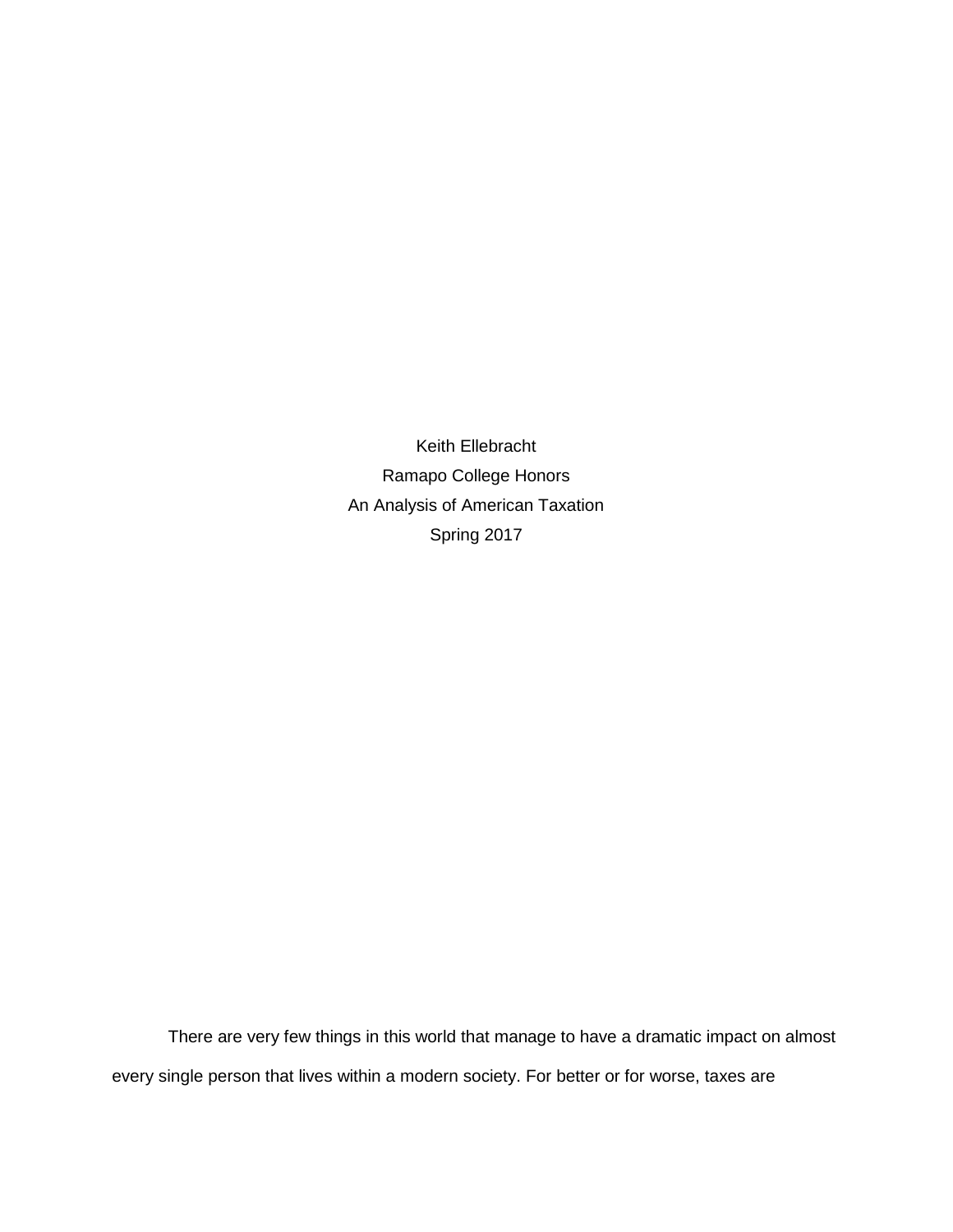Keith Ellebracht

Ramapo College Honors

An Analysis of American Taxation

Spring 2017

There are very few things in this world that manage to have a dramatic impact on almost every single person that lives within a modern society. For better or for worse, taxes are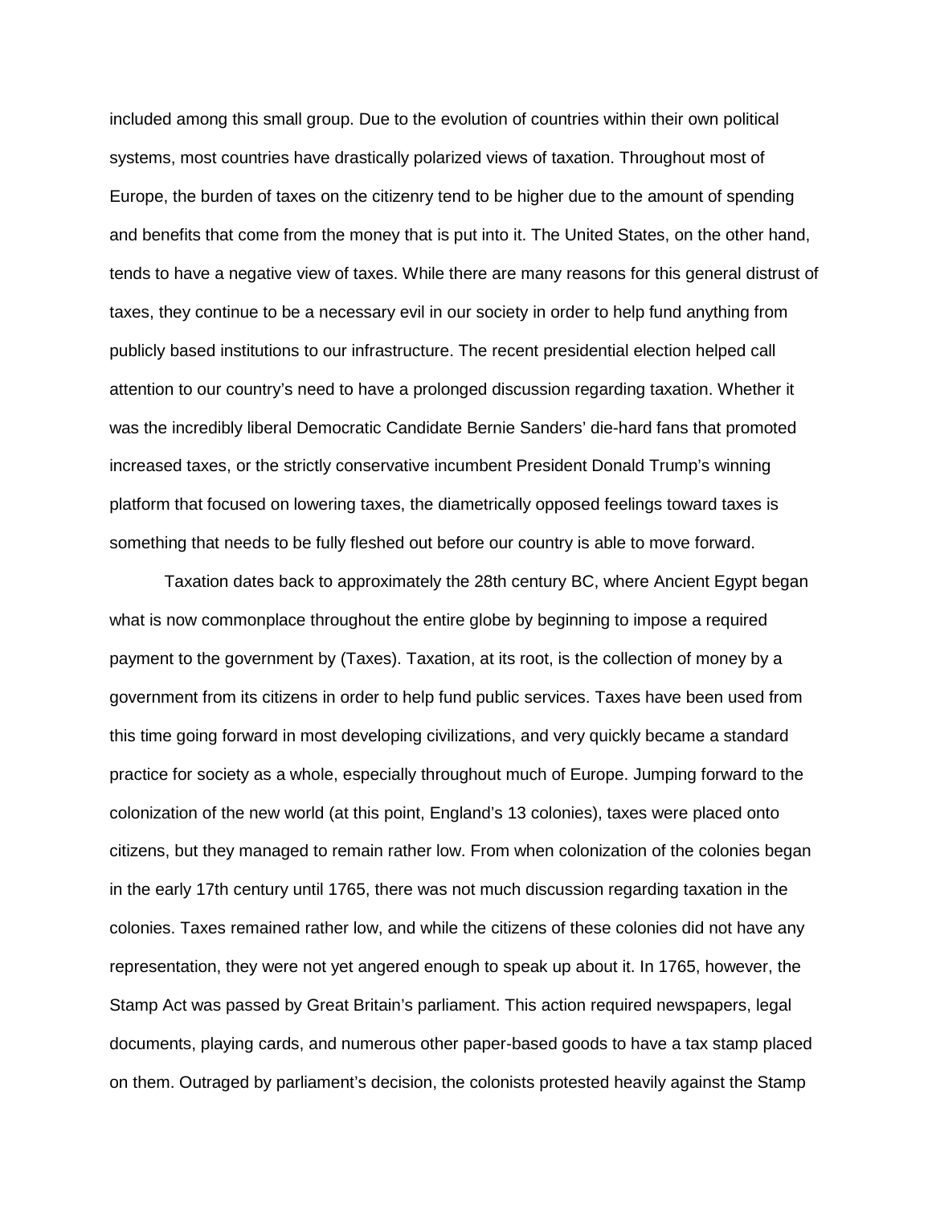included among this small group. Due to the evolution of countries within their own political systems, most countries have drastically polarized views of taxation. Throughout most of Europe, the burden of taxes on the citizenry tend to be higher due to the amount of spending and benefits that come from the money that is put into it. The United States, on the other hand, tends to have a negative view of taxes. While there are many reasons for this general distrust of taxes, they continue to be a necessary evil in our society in order to help fund anything from publicly based institutions to our infrastructure. The recent presidential election helped call attention to our country's need to have a prolonged discussion regarding taxation. Whether it was the incredibly liberal Democratic Candidate Bernie Sanders' die-hard fans that promoted increased taxes, or the strictly conservative incumbent President Donald Trump's winning platform that focused on lowering taxes, the diametrically opposed feelings toward taxes is something that needs to be fully fleshed out before our country is able to move forward.

Taxation dates back to approximately the 28th century BC, where Ancient Egypt began what is now commonplace throughout the entire globe by beginning to impose a required payment to the government by (Taxes). Taxation, at its root, is the collection of money by a government from its citizens in order to help fund public services. Taxes have been used from this time going forward in most developing civilizations, and very quickly became a standard practice for society as a whole, especially throughout much of Europe. Jumping forward to the colonization of the new world (at this point, England's 13 colonies), taxes were placed onto citizens, but they managed to remain rather low. From when colonization of the colonies began in the early 17th century until 1765, there was not much discussion regarding taxation in the colonies. Taxes remained rather low, and while the citizens of these colonies did not have any representation, they were not yet angered enough to speak up about it. In 1765, however, the Stamp Act was passed by Great Britain's parliament. This action required newspapers, legal documents, playing cards, and numerous other paper-based goods to have a tax stamp placed on them. Outraged by parliament's decision, the colonists protested heavily against the Stamp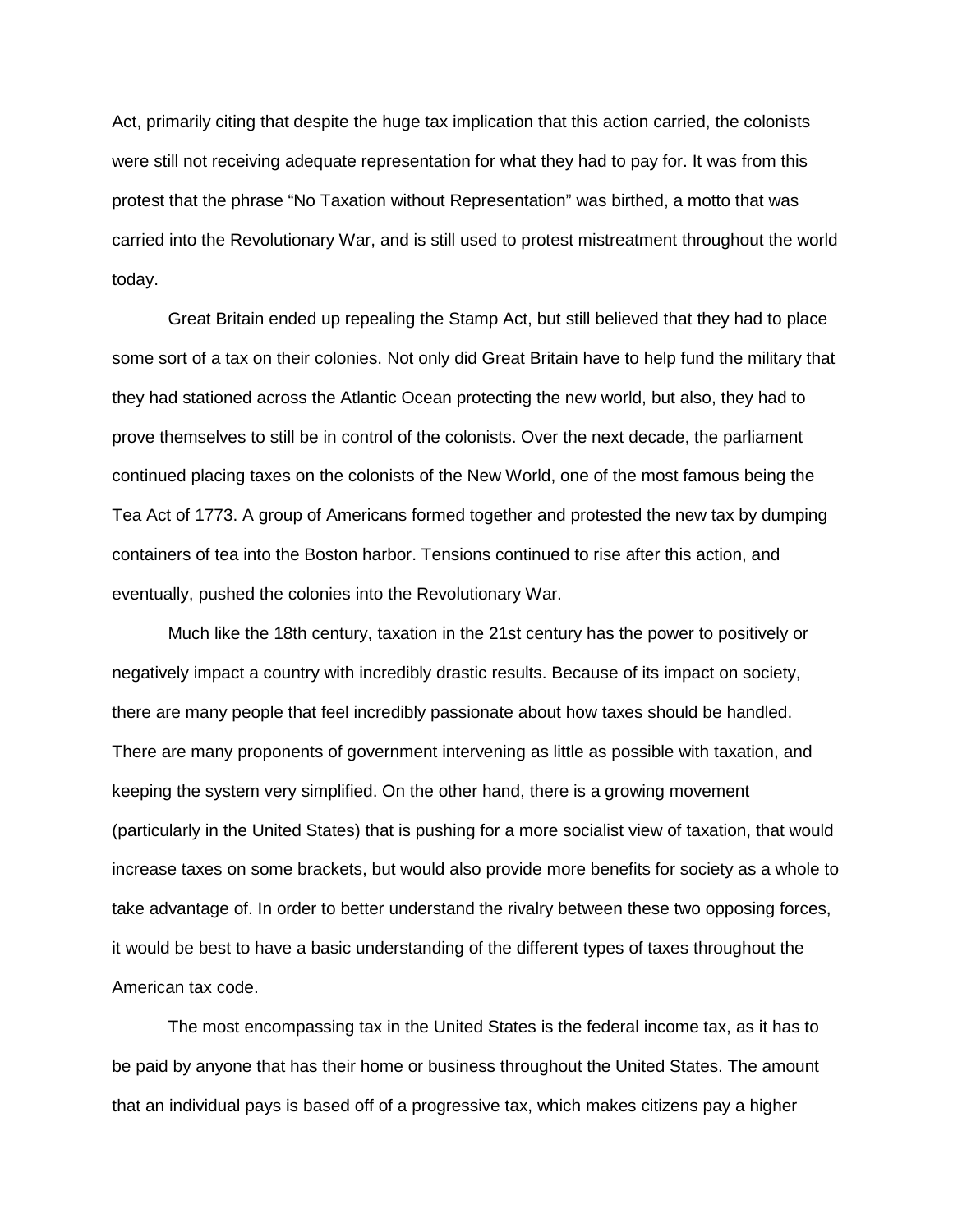Act, primarily citing that despite the huge tax implication that this action carried, the colonists were still not receiving adequate representation for what they had to pay for. It was from this protest that the phrase "No Taxation without Representation" was birthed, a motto that was carried into the Revolutionary War, and is still used to protest mistreatment throughout the world today.

Great Britain ended up repealing the Stamp Act, but still believed that they had to place some sort of a tax on their colonies. Not only did Great Britain have to help fund the military that they had stationed across the Atlantic Ocean protecting the new world, but also, they had to prove themselves to still be in control of the colonists. Over the next decade, the parliament continued placing taxes on the colonists of the New World, one of the most famous being the Tea Act of 1773. A group of Americans formed together and protested the new tax by dumping containers of tea into the Boston harbor. Tensions continued to rise after this action, and eventually, pushed the colonies into the Revolutionary War.

Much like the 18th century, taxation in the 21st century has the power to positively or negatively impact a country with incredibly drastic results. Because of its impact on society, there are many people that feel incredibly passionate about how taxes should be handled. There are many proponents of government intervening as little as possible with taxation, and keeping the system very simplified. On the other hand, there is a growing movement (particularly in the United States) that is pushing for a more socialist view of taxation, that would increase taxes on some brackets, but would also provide more benefits for society as a whole to take advantage of. In order to better understand the rivalry between these two opposing forces, it would be best to have a basic understanding of the different types of taxes throughout the American tax code.

The most encompassing tax in the United States is the federal income tax, as it has to be paid by anyone that has their home or business throughout the United States. The amount that an individual pays is based off of a progressive tax, which makes citizens pay a higher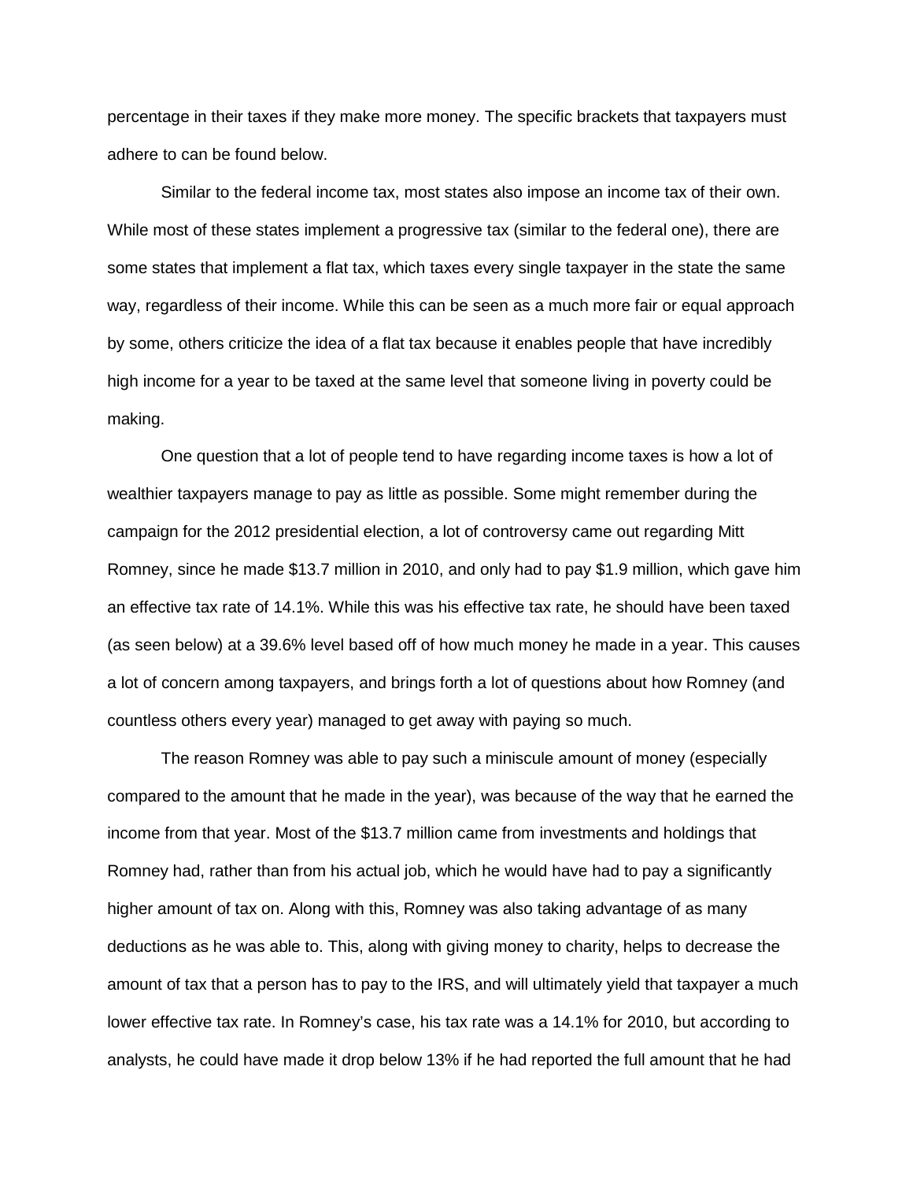percentage in their taxes if they make more money. The specific brackets that taxpayers must adhere to can be found below.

Similar to the federal income tax, most states also impose an income tax of their own. While most of these states implement a progressive tax (similar to the federal one), there are some states that implement a flat tax, which taxes every single taxpayer in the state the same way, regardless of their income. While this can be seen as a much more fair or equal approach by some, others criticize the idea of a flat tax because it enables people that have incredibly high income for a year to be taxed at the same level that someone living in poverty could be making.

One question that a lot of people tend to have regarding income taxes is how a lot of wealthier taxpayers manage to pay as little as possible. Some might remember during the campaign for the 2012 presidential election, a lot of controversy came out regarding Mitt Romney, since he made $13.7 million in 2010, and only had to pay $1.9 million, which gave him an effective tax rate of 14.1%. While this was his effective tax rate, he should have been taxed (as seen below) at a 39.6% level based off of how much money he made in a year. This causes a lot of concern among taxpayers, and brings forth a lot of questions about how Romney (and countless others every year) managed to get away with paying so much.

The reason Romney was able to pay such a miniscule amount of money (especially compared to the amount that he made in the year), was because of the way that he earned the income from that year. Most of the $13.7 million came from investments and holdings that Romney had, rather than from his actual job, which he would have had to pay a significantly higher amount of tax on. Along with this, Romney was also taking advantage of as many deductions as he was able to. This, along with giving money to charity, helps to decrease the amount of tax that a person has to pay to the IRS, and will ultimately yield that taxpayer a much lower effective tax rate. In Romney's case, his tax rate was a 14.1% for 2010, but according to analysts, he could have made it drop below 13% if he had reported the full amount that he had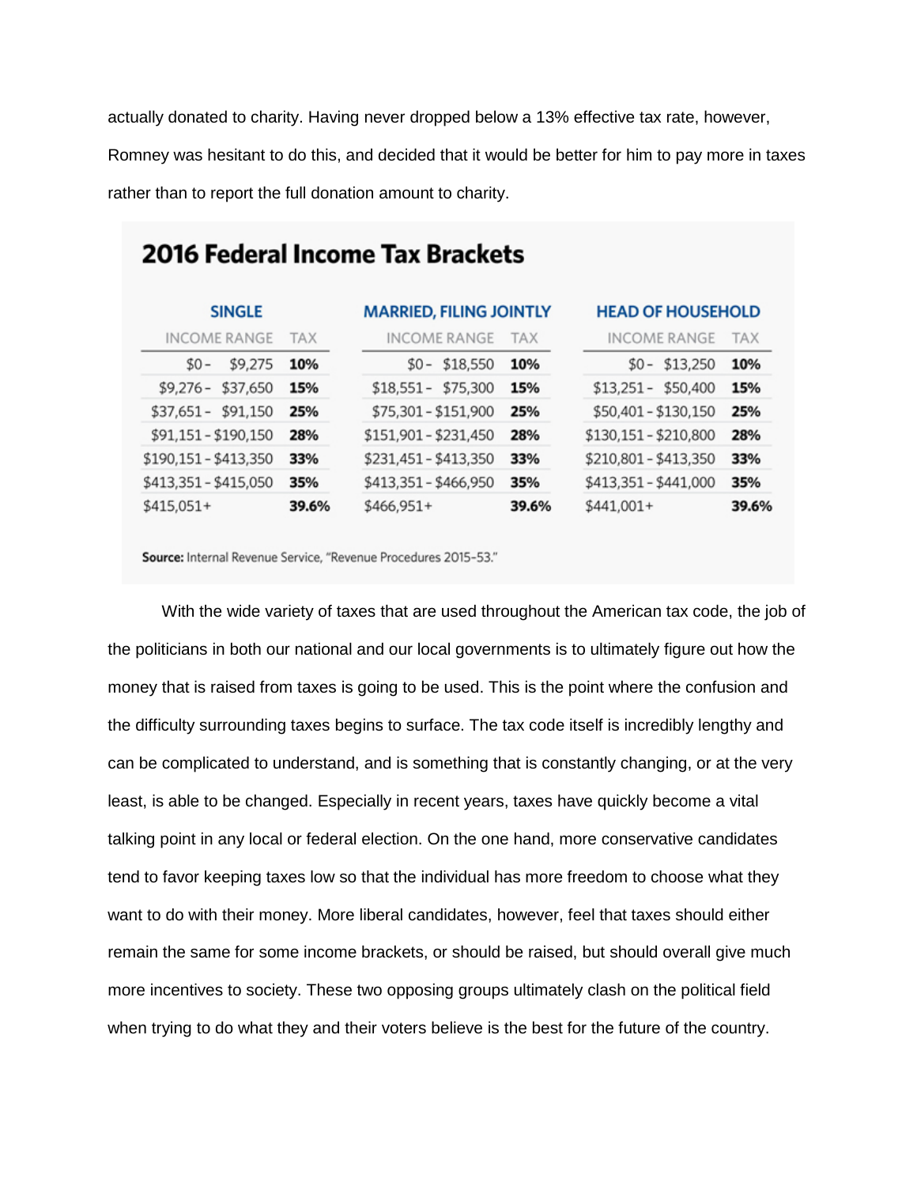actually donated to charity. Having never dropped below a 13% effective tax rate, however, Romney was hesitant to do this, and decided that it would be better for him to pay more in taxes rather than to report the full donation amount to charity.

## 2016 Federal Income Tax Brackets

| SINGLE | | MARRIED, FILING JOINTLY | | HEAD OF HOUSEHOLD | |
|---|---|---|---|---|---|
| INCOME RANGE | TAX | INCOME RANGE | TAX | INCOME RANGE | TAX |
| $0 - $9,275 | **10%** | $0 - $18,550 | **10%** | $0 - $13,250 | **10%** |
| $9,276 - $37,650 | **15%** | $18,551 - $75,300 | **15%** | $13,251 - $50,400 | **15%** |
| $37,651 - $91,150 | **25%** | $75,301 - $151,900 | **25%** | $50,401 - $130,150 | **25%** |
| $91,151 - $190,150 | **28%** | $151,901 - $231,450 | **28%** | $130,151 - $210,800 | **28%** |
| $190,151 - $413,350 | **33%** | $231,451 - $413,350 | **33%** | $210,801 - $413,350 | **33%** |
| $413,351 - $415,050 | **35%** | $413,351 - $466,950 | **35%** | $413,351 - $441,000 | **35%** |
| $415,051+ | **39.6%** | $466,951+ | **39.6%** | $441,001+ | **39.6%** |

**Source:** Internal Revenue Service, "Revenue Procedures 2015-53."

With the wide variety of taxes that are used throughout the American tax code, the job of the politicians in both our national and our local governments is to ultimately figure out how the money that is raised from taxes is going to be used. This is the point where the confusion and the difficulty surrounding taxes begins to surface. The tax code itself is incredibly lengthy and can be complicated to understand, and is something that is constantly changing, or at the very least, is able to be changed. Especially in recent years, taxes have quickly become a vital talking point in any local or federal election. On the one hand, more conservative candidates tend to favor keeping taxes low so that the individual has more freedom to choose what they want to do with their money. More liberal candidates, however, feel that taxes should either remain the same for some income brackets, or should be raised, but should overall give much more incentives to society. These two opposing groups ultimately clash on the political field when trying to do what they and their voters believe is the best for the future of the country.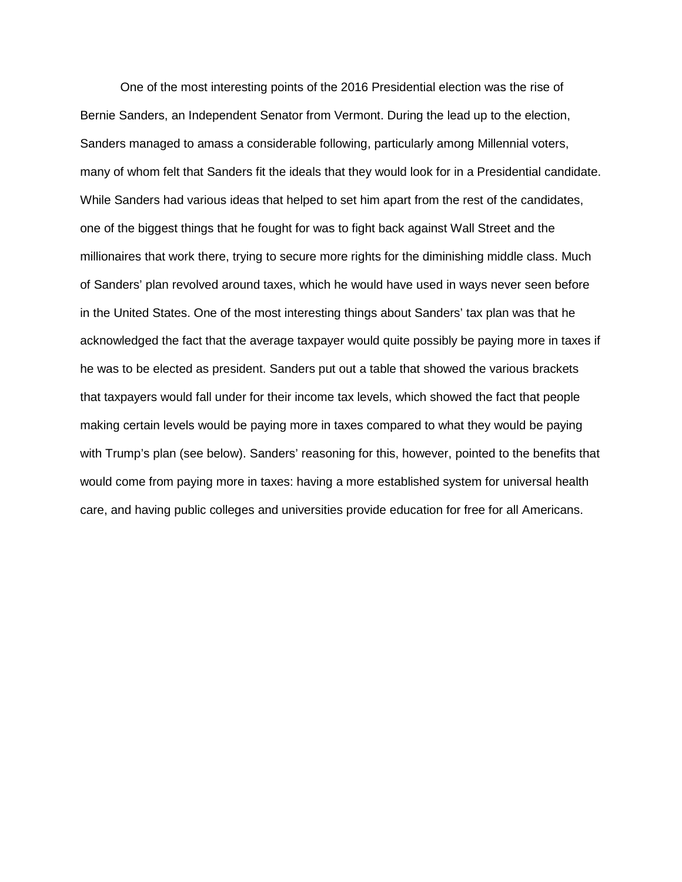One of the most interesting points of the 2016 Presidential election was the rise of Bernie Sanders, an Independent Senator from Vermont. During the lead up to the election, Sanders managed to amass a considerable following, particularly among Millennial voters, many of whom felt that Sanders fit the ideals that they would look for in a Presidential candidate. While Sanders had various ideas that helped to set him apart from the rest of the candidates, one of the biggest things that he fought for was to fight back against Wall Street and the millionaires that work there, trying to secure more rights for the diminishing middle class. Much of Sanders' plan revolved around taxes, which he would have used in ways never seen before in the United States. One of the most interesting things about Sanders' tax plan was that he acknowledged the fact that the average taxpayer would quite possibly be paying more in taxes if he was to be elected as president. Sanders put out a table that showed the various brackets that taxpayers would fall under for their income tax levels, which showed the fact that people making certain levels would be paying more in taxes compared to what they would be paying with Trump's plan (see below). Sanders' reasoning for this, however, pointed to the benefits that would come from paying more in taxes: having a more established system for universal health care, and having public colleges and universities provide education for free for all Americans.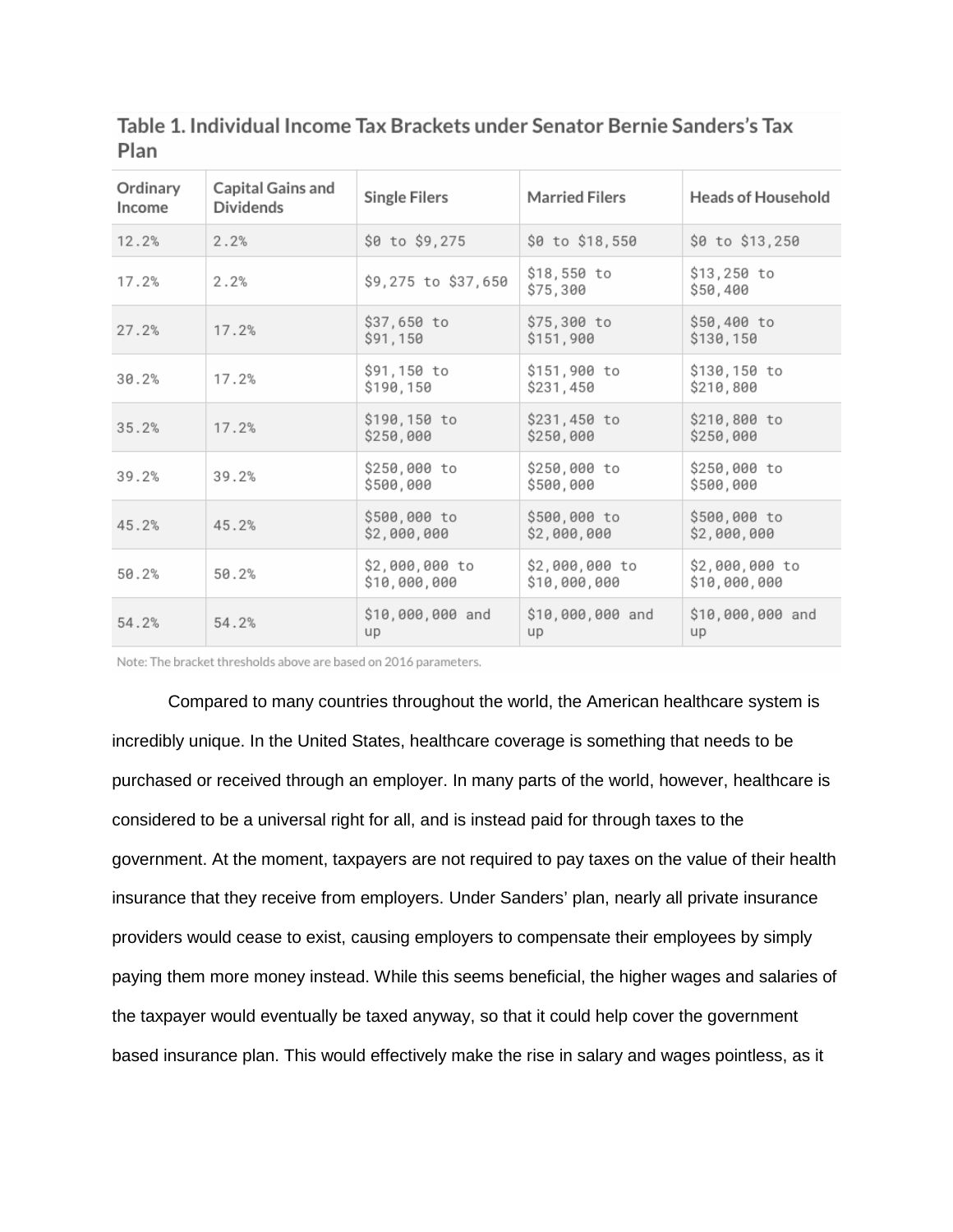Table 1. Individual Income Tax Brackets under Senator Bernie Sanders's Tax Plan

| Ordinary Income | Capital Gains and Dividends | Single Filers | Married Filers | Heads of Household |
|---|---|---|---|---|
| 12.2% | 2.2% | $0 to $9,275 | $0 to $18,550 | $0 to $13,250 |
| 17.2% | 2.2% | $9,275 to $37,650 | $18,550 to $75,300 | $13,250 to $50,400 |
| 27.2% | 17.2% | $37,650 to $91,150 | $75,300 to $151,900 | $50,400 to $130,150 |
| 30.2% | 17.2% | $91,150 to $190,150 | $151,900 to $231,450 | $130,150 to $210,800 |
| 35.2% | 17.2% | $190,150 to $250,000 | $231,450 to $250,000 | $210,800 to $250,000 |
| 39.2% | 39.2% | $250,000 to $500,000 | $250,000 to $500,000 | $250,000 to $500,000 |
| 45.2% | 45.2% | $500,000 to $2,000,000 | $500,000 to $2,000,000 | $500,000 to $2,000,000 |
| 50.2% | 50.2% | $2,000,000 to $10,000,000 | $2,000,000 to $10,000,000 | $2,000,000 to $10,000,000 |
| 54.2% | 54.2% | $10,000,000 and up | $10,000,000 and up | $10,000,000 and up |

Note: The bracket thresholds above are based on 2016 parameters.

Compared to many countries throughout the world, the American healthcare system is incredibly unique. In the United States, healthcare coverage is something that needs to be purchased or received through an employer. In many parts of the world, however, healthcare is considered to be a universal right for all, and is instead paid for through taxes to the government. At the moment, taxpayers are not required to pay taxes on the value of their health insurance that they receive from employers. Under Sanders' plan, nearly all private insurance providers would cease to exist, causing employers to compensate their employees by simply paying them more money instead. While this seems beneficial, the higher wages and salaries of the taxpayer would eventually be taxed anyway, so that it could help cover the government based insurance plan. This would effectively make the rise in salary and wages pointless, as it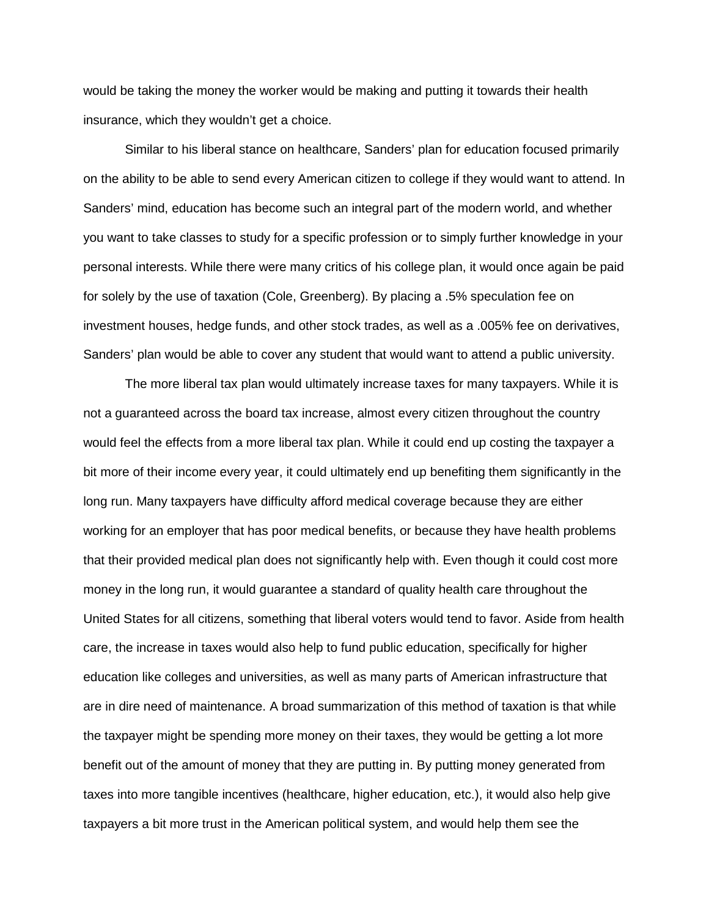would be taking the money the worker would be making and putting it towards their health insurance, which they wouldn't get a choice.

Similar to his liberal stance on healthcare, Sanders' plan for education focused primarily on the ability to be able to send every American citizen to college if they would want to attend. In Sanders' mind, education has become such an integral part of the modern world, and whether you want to take classes to study for a specific profession or to simply further knowledge in your personal interests. While there were many critics of his college plan, it would once again be paid for solely by the use of taxation (Cole, Greenberg). By placing a .5% speculation fee on investment houses, hedge funds, and other stock trades, as well as a .005% fee on derivatives, Sanders' plan would be able to cover any student that would want to attend a public university.

The more liberal tax plan would ultimately increase taxes for many taxpayers. While it is not a guaranteed across the board tax increase, almost every citizen throughout the country would feel the effects from a more liberal tax plan. While it could end up costing the taxpayer a bit more of their income every year, it could ultimately end up benefiting them significantly in the long run. Many taxpayers have difficulty afford medical coverage because they are either working for an employer that has poor medical benefits, or because they have health problems that their provided medical plan does not significantly help with. Even though it could cost more money in the long run, it would guarantee a standard of quality health care throughout the United States for all citizens, something that liberal voters would tend to favor. Aside from health care, the increase in taxes would also help to fund public education, specifically for higher education like colleges and universities, as well as many parts of American infrastructure that are in dire need of maintenance. A broad summarization of this method of taxation is that while the taxpayer might be spending more money on their taxes, they would be getting a lot more benefit out of the amount of money that they are putting in. By putting money generated from taxes into more tangible incentives (healthcare, higher education, etc.), it would also help give taxpayers a bit more trust in the American political system, and would help them see the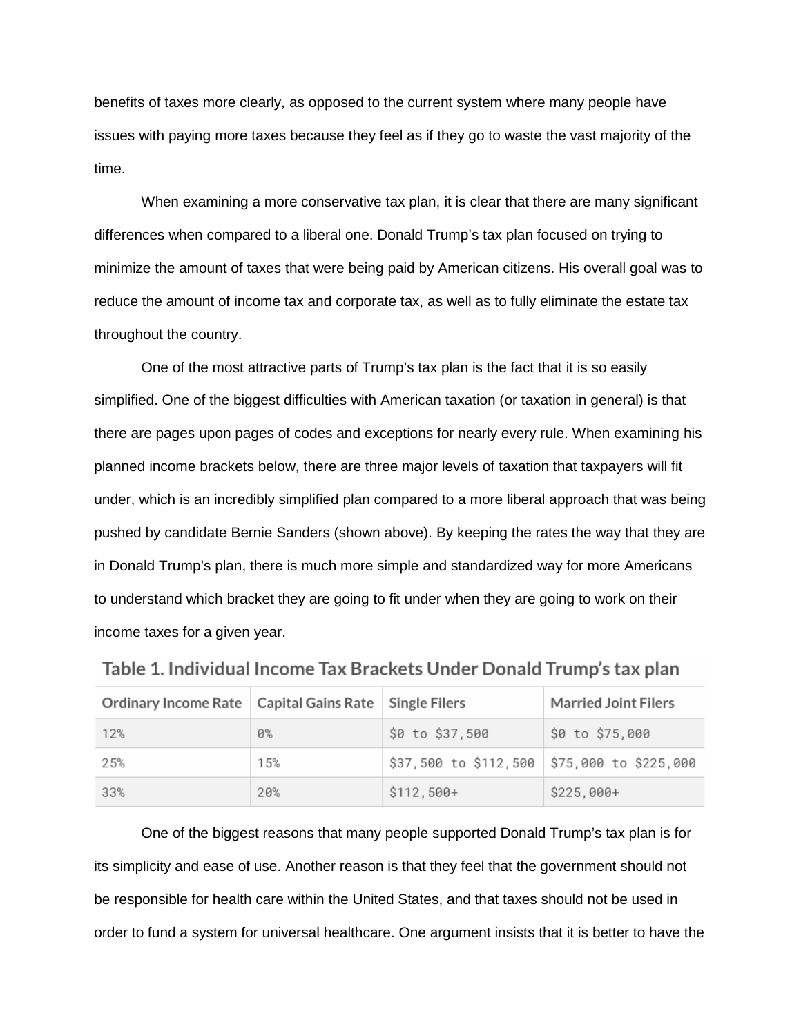benefits of taxes more clearly, as opposed to the current system where many people have issues with paying more taxes because they feel as if they go to waste the vast majority of the time.

When examining a more conservative tax plan, it is clear that there are many significant differences when compared to a liberal one. Donald Trump's tax plan focused on trying to minimize the amount of taxes that were being paid by American citizens. His overall goal was to reduce the amount of income tax and corporate tax, as well as to fully eliminate the estate tax throughout the country.

One of the most attractive parts of Trump's tax plan is the fact that it is so easily simplified. One of the biggest difficulties with American taxation (or taxation in general) is that there are pages upon pages of codes and exceptions for nearly every rule. When examining his planned income brackets below, there are three major levels of taxation that taxpayers will fit under, which is an incredibly simplified plan compared to a more liberal approach that was being pushed by candidate Bernie Sanders (shown above). By keeping the rates the way that they are in Donald Trump's plan, there is much more simple and standardized way for more Americans to understand which bracket they are going to fit under when they are going to work on their income taxes for a given year.

Table 1. Individual Income Tax Brackets Under Donald Trump's tax plan

| Ordinary Income Rate | Capital Gains Rate | Single Filers | Married Joint Filers |
|---|---|---|---|
| 12% | 0% | $0 to $37,500 | $0 to $75,000 |
| 25% | 15% | $37,500 to $112,500 | $75,000 to $225,000 |
| 33% | 20% | $112,500+ | $225,000+ |

One of the biggest reasons that many people supported Donald Trump's tax plan is for its simplicity and ease of use. Another reason is that they feel that the government should not be responsible for health care within the United States, and that taxes should not be used in order to fund a system for universal healthcare. One argument insists that it is better to have the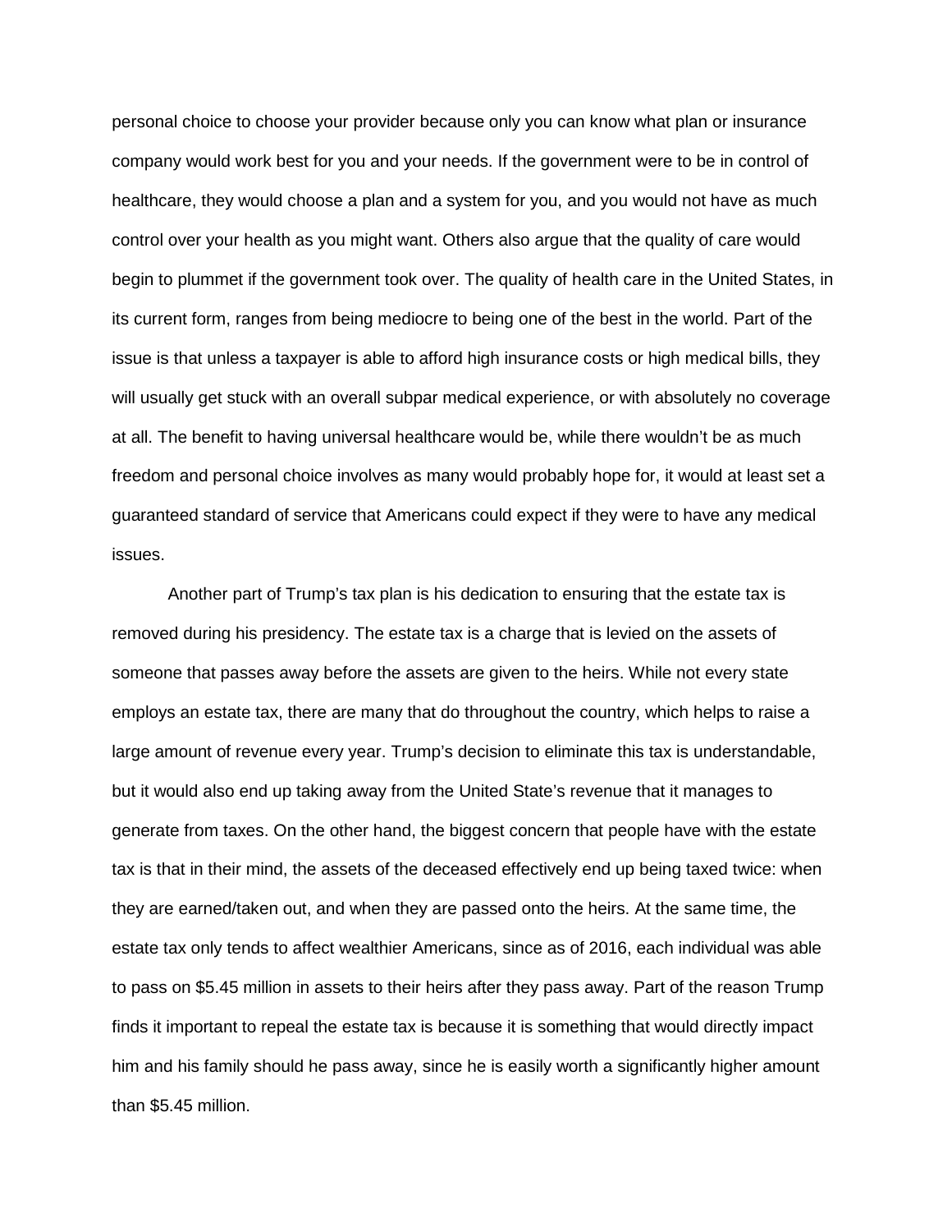personal choice to choose your provider because only you can know what plan or insurance company would work best for you and your needs. If the government were to be in control of healthcare, they would choose a plan and a system for you, and you would not have as much control over your health as you might want. Others also argue that the quality of care would begin to plummet if the government took over. The quality of health care in the United States, in its current form, ranges from being mediocre to being one of the best in the world. Part of the issue is that unless a taxpayer is able to afford high insurance costs or high medical bills, they will usually get stuck with an overall subpar medical experience, or with absolutely no coverage at all. The benefit to having universal healthcare would be, while there wouldn't be as much freedom and personal choice involves as many would probably hope for, it would at least set a guaranteed standard of service that Americans could expect if they were to have any medical issues.

Another part of Trump's tax plan is his dedication to ensuring that the estate tax is removed during his presidency. The estate tax is a charge that is levied on the assets of someone that passes away before the assets are given to the heirs. While not every state employs an estate tax, there are many that do throughout the country, which helps to raise a large amount of revenue every year. Trump's decision to eliminate this tax is understandable, but it would also end up taking away from the United State's revenue that it manages to generate from taxes. On the other hand, the biggest concern that people have with the estate tax is that in their mind, the assets of the deceased effectively end up being taxed twice: when they are earned/taken out, and when they are passed onto the heirs. At the same time, the estate tax only tends to affect wealthier Americans, since as of 2016, each individual was able to pass on $5.45 million in assets to their heirs after they pass away. Part of the reason Trump finds it important to repeal the estate tax is because it is something that would directly impact him and his family should he pass away, since he is easily worth a significantly higher amount than $5.45 million.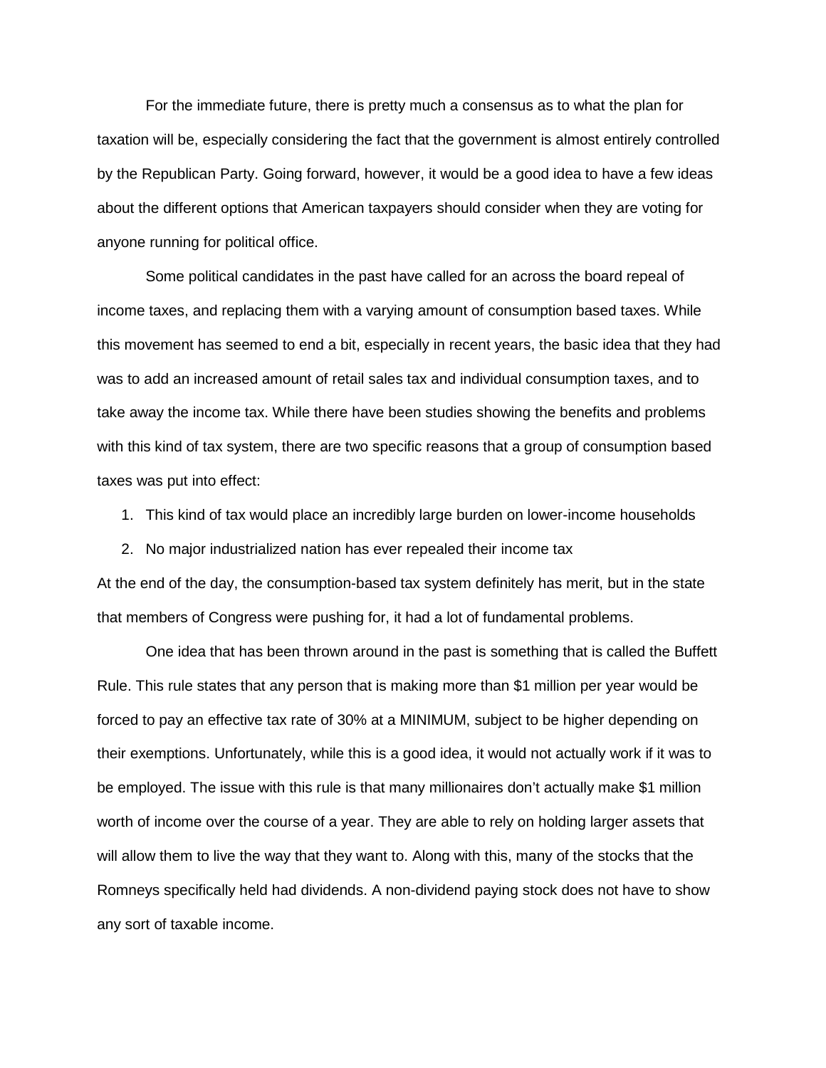For the immediate future, there is pretty much a consensus as to what the plan for taxation will be, especially considering the fact that the government is almost entirely controlled by the Republican Party. Going forward, however, it would be a good idea to have a few ideas about the different options that American taxpayers should consider when they are voting for anyone running for political office.

Some political candidates in the past have called for an across the board repeal of income taxes, and replacing them with a varying amount of consumption based taxes. While this movement has seemed to end a bit, especially in recent years, the basic idea that they had was to add an increased amount of retail sales tax and individual consumption taxes, and to take away the income tax. While there have been studies showing the benefits and problems with this kind of tax system, there are two specific reasons that a group of consumption based taxes was put into effect:

1. This kind of tax would place an incredibly large burden on lower-income households
2. No major industrialized nation has ever repealed their income tax

At the end of the day, the consumption-based tax system definitely has merit, but in the state that members of Congress were pushing for, it had a lot of fundamental problems.

One idea that has been thrown around in the past is something that is called the Buffett Rule. This rule states that any person that is making more than $1 million per year would be forced to pay an effective tax rate of 30% at a MINIMUM, subject to be higher depending on their exemptions. Unfortunately, while this is a good idea, it would not actually work if it was to be employed. The issue with this rule is that many millionaires don't actually make $1 million worth of income over the course of a year. They are able to rely on holding larger assets that will allow them to live the way that they want to. Along with this, many of the stocks that the Romneys specifically held had dividends. A non-dividend paying stock does not have to show any sort of taxable income.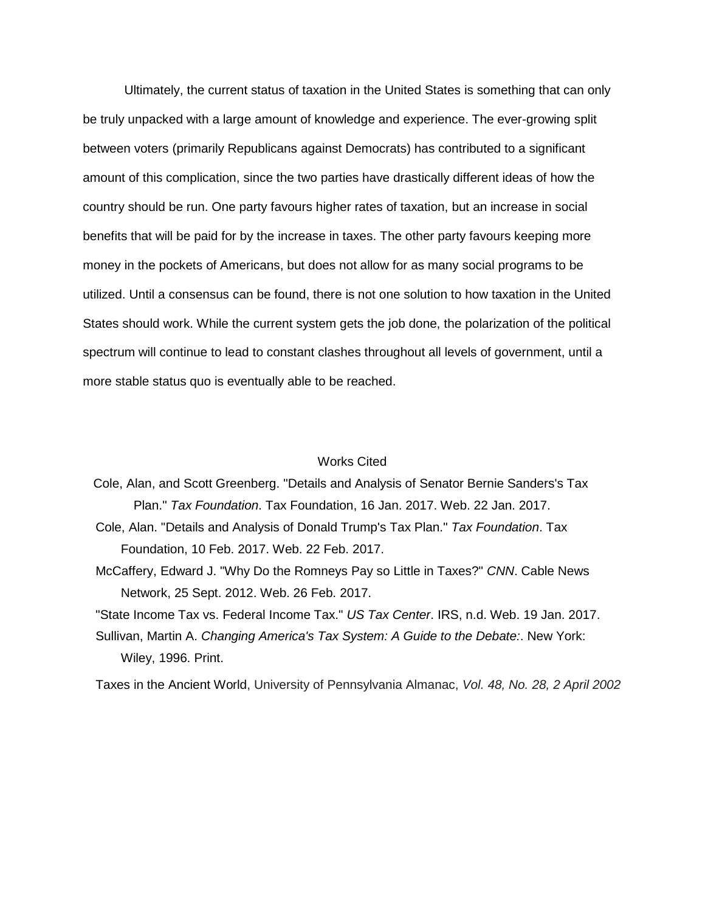Ultimately, the current status of taxation in the United States is something that can only be truly unpacked with a large amount of knowledge and experience. The ever-growing split between voters (primarily Republicans against Democrats) has contributed to a significant amount of this complication, since the two parties have drastically different ideas of how the country should be run. One party favours higher rates of taxation, but an increase in social benefits that will be paid for by the increase in taxes. The other party favours keeping more money in the pockets of Americans, but does not allow for as many social programs to be utilized. Until a consensus can be found, there is not one solution to how taxation in the United States should work. While the current system gets the job done, the polarization of the political spectrum will continue to lead to constant clashes throughout all levels of government, until a more stable status quo is eventually able to be reached.

## Works Cited

Cole, Alan, and Scott Greenberg. "Details and Analysis of Senator Bernie Sanders's Tax Plan." *Tax Foundation*. Tax Foundation, 16 Jan. 2017. Web. 22 Jan. 2017.

Cole, Alan. "Details and Analysis of Donald Trump's Tax Plan." *Tax Foundation*. Tax Foundation, 10 Feb. 2017. Web. 22 Feb. 2017.

McCaffery, Edward J. "Why Do the Romneys Pay so Little in Taxes?" *CNN*. Cable News Network, 25 Sept. 2012. Web. 26 Feb. 2017.

"State Income Tax vs. Federal Income Tax." *US Tax Center*. IRS, n.d. Web. 19 Jan. 2017.

Sullivan, Martin A. *Changing America's Tax System: A Guide to the Debate:*. New York: Wiley, 1996. Print.

Taxes in the Ancient World, University of Pennsylvania Almanac, *Vol. 48, No. 28, 2 April 2002*